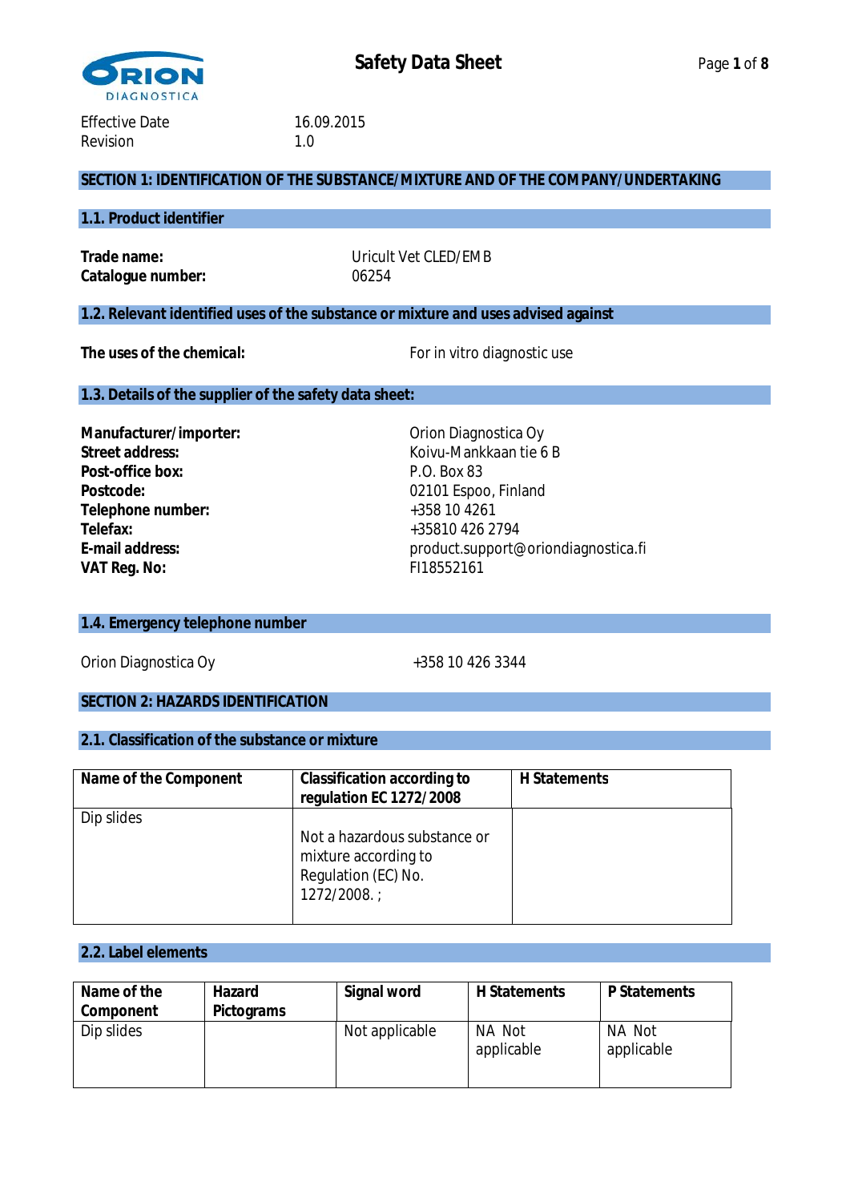ORION DIAGNOSTICA

# Safety Data Sheet

Effective Date 16.09.2015
Revision 1.0

## SECTION 1: IDENTIFICATION OF THE SUBSTANCE/MIXTURE AND OF THE COMPANY/UNDERTAKING

### 1.1. Product identifier

**Trade name:** Uricult Vet CLED/EMB
**Catalogue number:** 06254

### 1.2. Relevant identified uses of the substance or mixture and uses advised against

**The uses of the chemical:** For in vitro diagnostic use

### 1.3. Details of the supplier of the safety data sheet:

**Manufacturer/importer:** Orion Diagnostica Oy
**Street address:** Koivu-Mankkaan tie 6 B
**Post-office box:** P.O. Box 83
**Postcode:** 02101 Espoo, Finland
**Telephone number:** +358 10 4261
**Telefax:** +35810 426 2794
**E-mail address:** product.support@oriondiagnostica.fi
**VAT Reg. No:** FI18552161

### 1.4. Emergency telephone number

Orion Diagnostica Oy +358 10 426 3344

## SECTION 2: HAZARDS IDENTIFICATION

### 2.1. Classification of the substance or mixture

| Name of the Component | Classification according to regulation EC 1272/2008 | H Statements |
|---|---|---|
| Dip slides | Not a hazardous substance or mixture according to Regulation (EC) No. 1272/2008. ; | |

### 2.2. Label elements

| Name of the Component | Hazard Pictograms | Signal word | H Statements | P Statements |
|---|---|---|---|---|
| Dip slides | | Not applicable | NA Not applicable | NA Not applicable |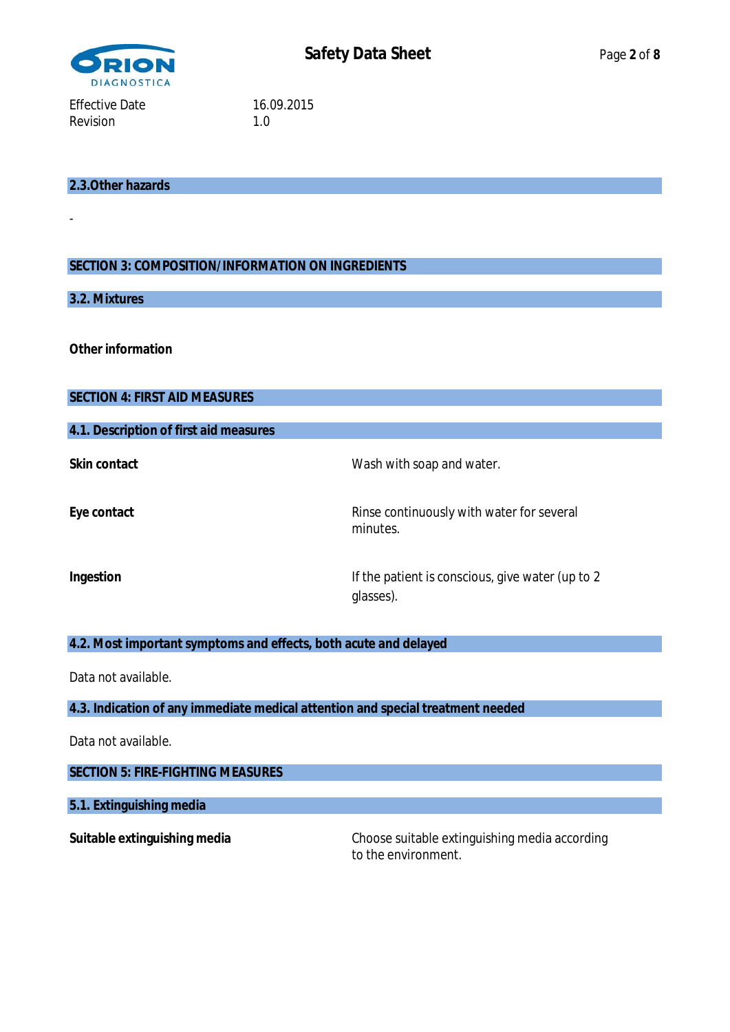Effective Date 16.09.2015
Revision 1.0

## 2.3.Other hazards

-

## SECTION 3: COMPOSITION/INFORMATION ON INGREDIENTS

### 3.2. Mixtures

**Other information**

## SECTION 4: FIRST AID MEASURES

### 4.1. Description of first aid measures

**Skin contact** Wash with soap and water.

**Eye contact** Rinse continuously with water for several minutes.

**Ingestion** If the patient is conscious, give water (up to 2 glasses).

### 4.2. Most important symptoms and effects, both acute and delayed

Data not available.

### 4.3. Indication of any immediate medical attention and special treatment needed

Data not available.

## SECTION 5: FIRE-FIGHTING MEASURES

### 5.1. Extinguishing media

**Suitable extinguishing media** Choose suitable extinguishing media according to the environment.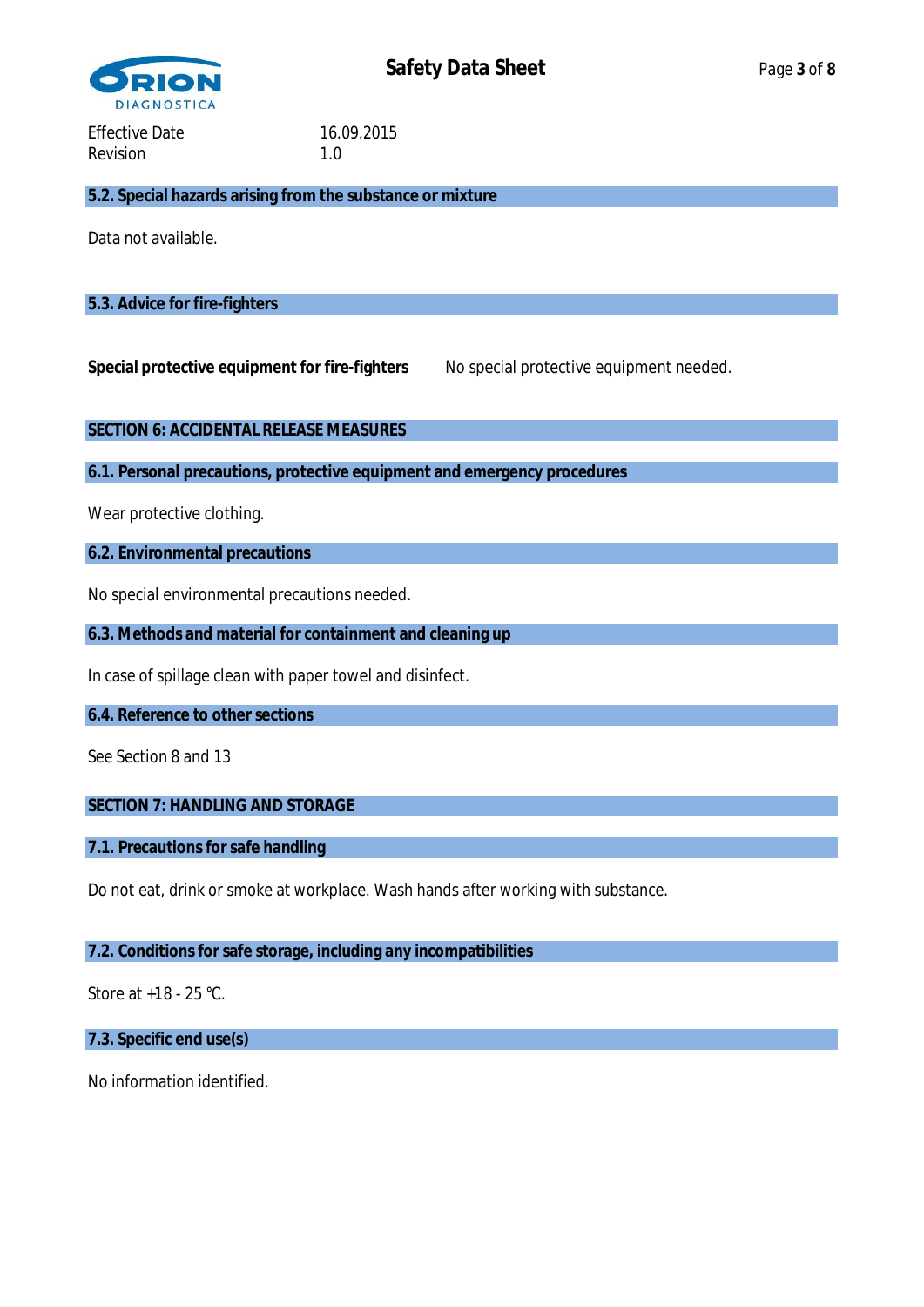Effective Date 16.09.2015
Revision 1.0

### 5.2. Special hazards arising from the substance or mixture

Data not available.

### 5.3. Advice for fire-fighters

**Special protective equipment for fire-fighters** No special protective equipment needed.

## SECTION 6: ACCIDENTAL RELEASE MEASURES

### 6.1. Personal precautions, protective equipment and emergency procedures

Wear protective clothing.

### 6.2. Environmental precautions

No special environmental precautions needed.

### 6.3. Methods and material for containment and cleaning up

In case of spillage clean with paper towel and disinfect.

### 6.4. Reference to other sections

See Section 8 and 13

## SECTION 7: HANDLING AND STORAGE

### 7.1. Precautions for safe handling

Do not eat, drink or smoke at workplace. Wash hands after working with substance.

### 7.2. Conditions for safe storage, including any incompatibilities

Store at +18 - 25 °C.

### 7.3. Specific end use(s)

No information identified.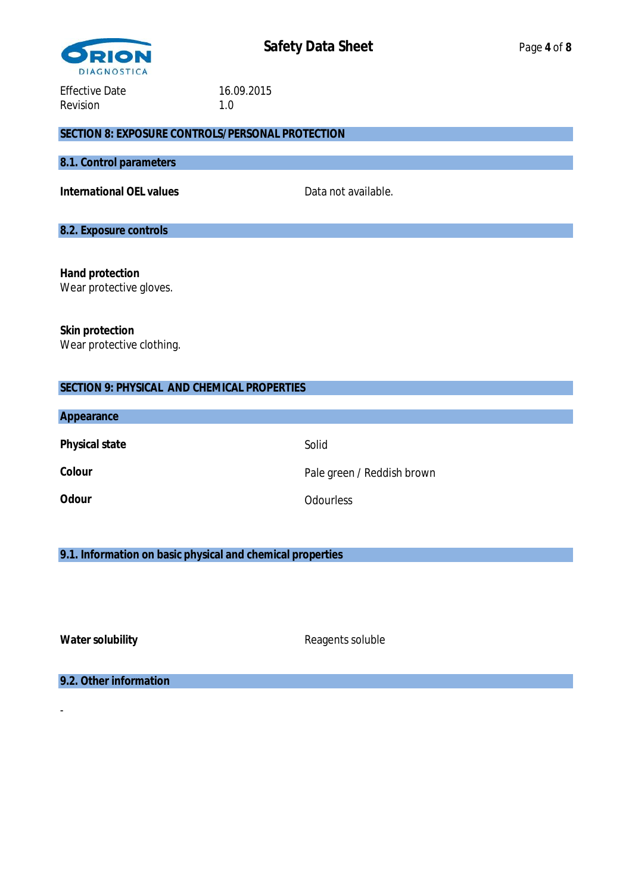Effective Date 16.09.2015
Revision 1.0

## SECTION 8: EXPOSURE CONTROLS/PERSONAL PROTECTION

### 8.1. Control parameters

| | |
|---|---|
| **International OEL values** | Data not available. |

### 8.2. Exposure controls

**Hand protection**
Wear protective gloves.

**Skin protection**
Wear protective clothing.

## SECTION 9: PHYSICAL AND CHEMICAL PROPERTIES

### Appearance

| | |
|---|---|
| **Physical state** | Solid |
| **Colour** | Pale green / Reddish brown |
| **Odour** | Odourless |

### 9.1. Information on basic physical and chemical properties

| | |
|---|---|
| **Water solubility** | Reagents soluble |

### 9.2. Other information

-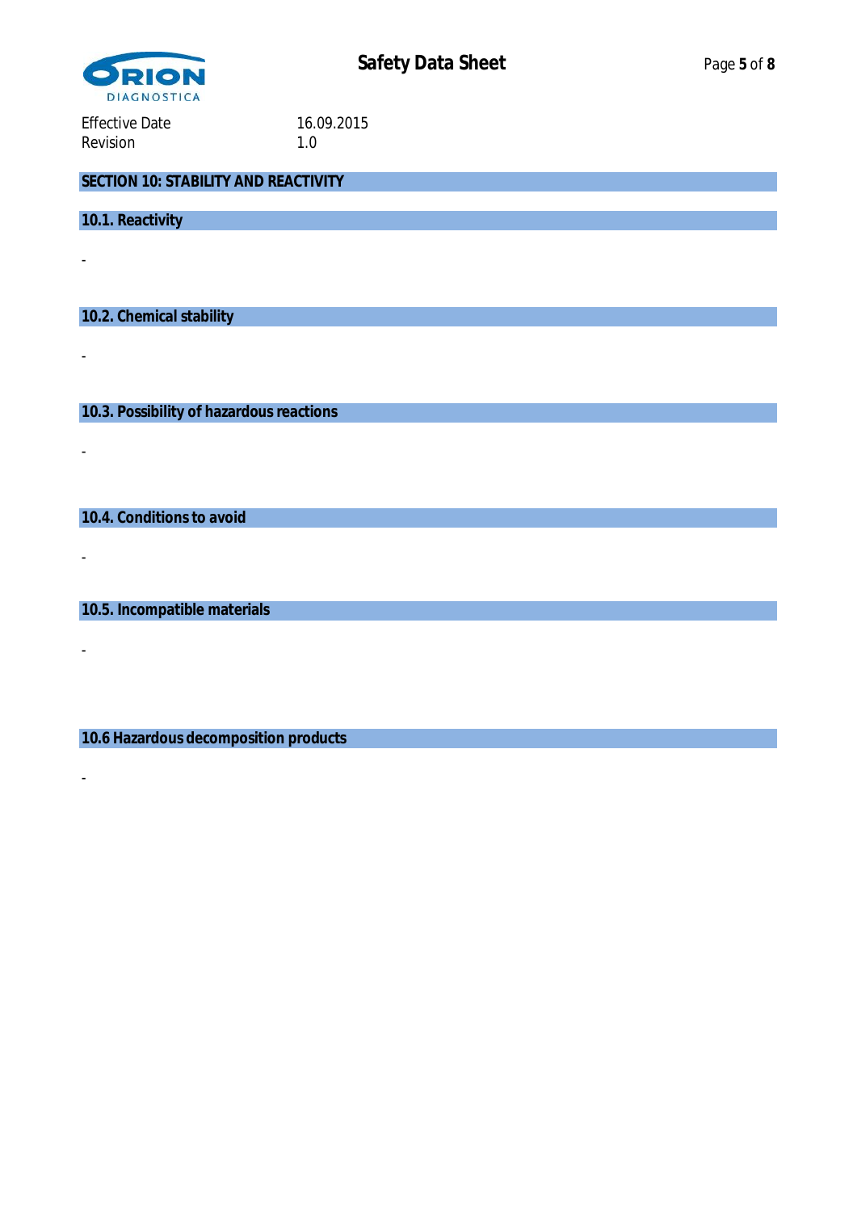Effective Date 16.09.2015
Revision 1.0

## SECTION 10: STABILITY AND REACTIVITY

### 10.1. Reactivity

-

### 10.2. Chemical stability

-

### 10.3. Possibility of hazardous reactions

-

### 10.4. Conditions to avoid

-

### 10.5. Incompatible materials

-

### 10.6 Hazardous decomposition products

-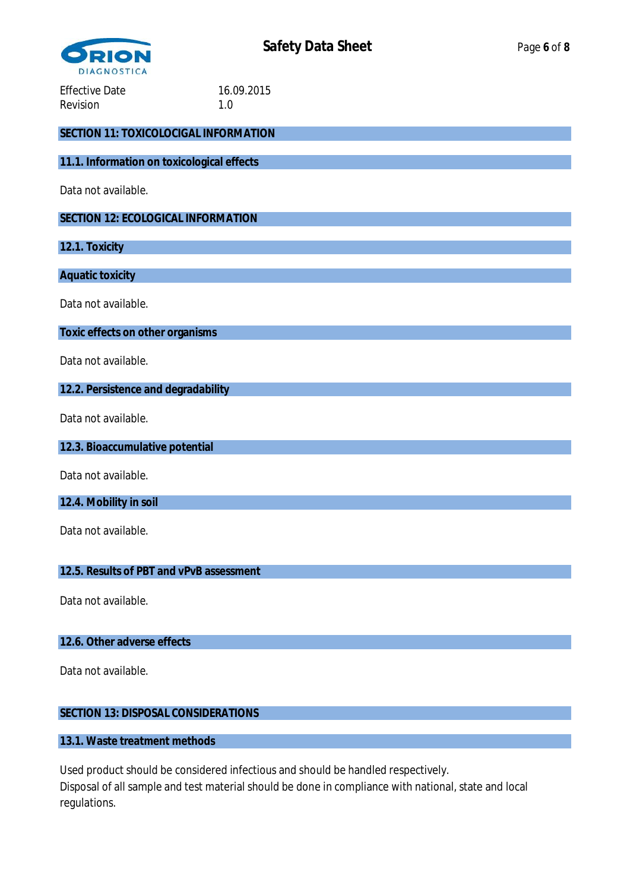Effective Date 16.09.2015
Revision 1.0

## SECTION 11: TOXICOLOCIGAL INFORMATION

### 11.1. Information on toxicological effects

Data not available.

## SECTION 12: ECOLOGICAL INFORMATION

### 12.1. Toxicity

#### Aquatic toxicity

Data not available.

#### Toxic effects on other organisms

Data not available.

### 12.2. Persistence and degradability

Data not available.

### 12.3. Bioaccumulative potential

Data not available.

### 12.4. Mobility in soil

Data not available.

### 12.5. Results of PBT and vPvB assessment

Data not available.

### 12.6. Other adverse effects

Data not available.

## SECTION 13: DISPOSAL CONSIDERATIONS

### 13.1. Waste treatment methods

Used product should be considered infectious and should be handled respectively.
Disposal of all sample and test material should be done in compliance with national, state and local regulations.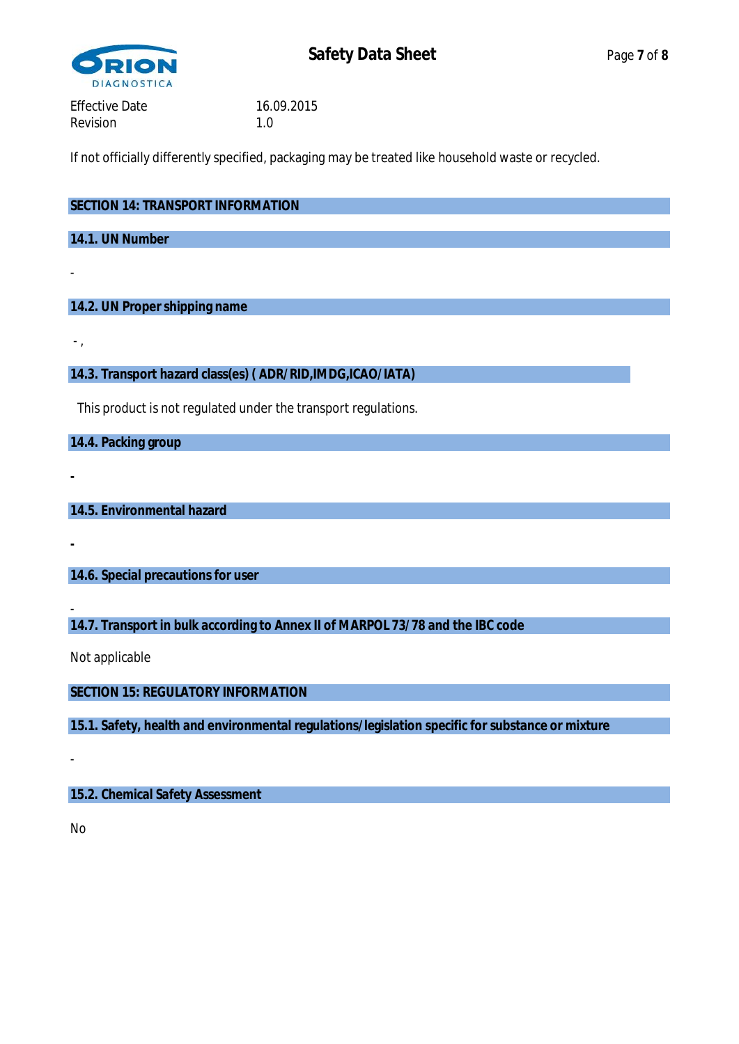If not officially differently specified, packaging may be treated like household waste or recycled.

## SECTION 14: TRANSPORT INFORMATION

### 14.1. UN Number

-

### 14.2. UN Proper shipping name

- ,

### 14.3. Transport hazard class(es) ( ADR/RID,IMDG,ICAO/IATA)

This product is not regulated under the transport regulations.

### 14.4. Packing group

-

### 14.5. Environmental hazard

-

### 14.6. Special precautions for user

-

### 14.7. Transport in bulk according to Annex II of MARPOL 73/78 and the IBC code

Not applicable

## SECTION 15: REGULATORY INFORMATION

### 15.1. Safety, health and environmental regulations/legislation specific for substance or mixture

-

### 15.2. Chemical Safety Assessment

No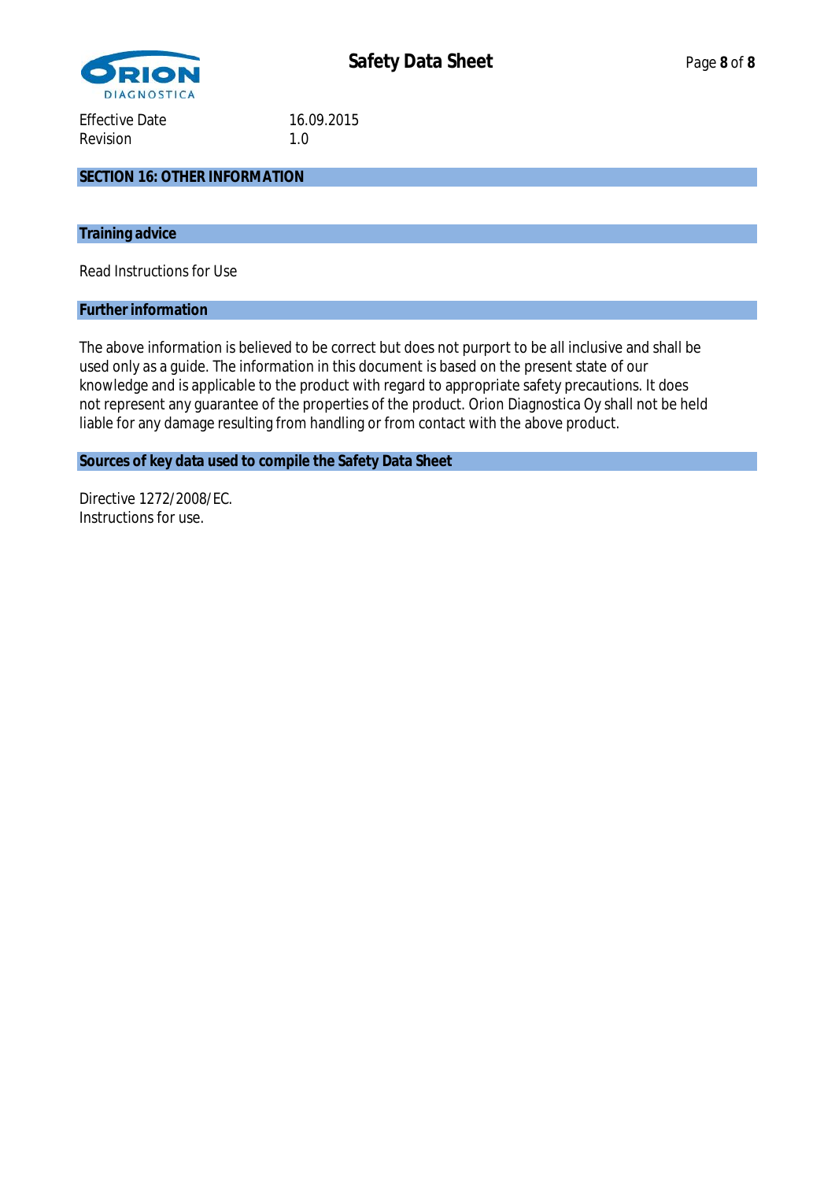Effective Date 16.09.2015
Revision 1.0

## SECTION 16: OTHER INFORMATION

### Training advice

Read Instructions for Use

### Further information

The above information is believed to be correct but does not purport to be all inclusive and shall be used only as a guide. The information in this document is based on the present state of our knowledge and is applicable to the product with regard to appropriate safety precautions. It does not represent any guarantee of the properties of the product. Orion Diagnostica Oy shall not be held liable for any damage resulting from handling or from contact with the above product.

### Sources of key data used to compile the Safety Data Sheet

Directive 1272/2008/EC.
Instructions for use.